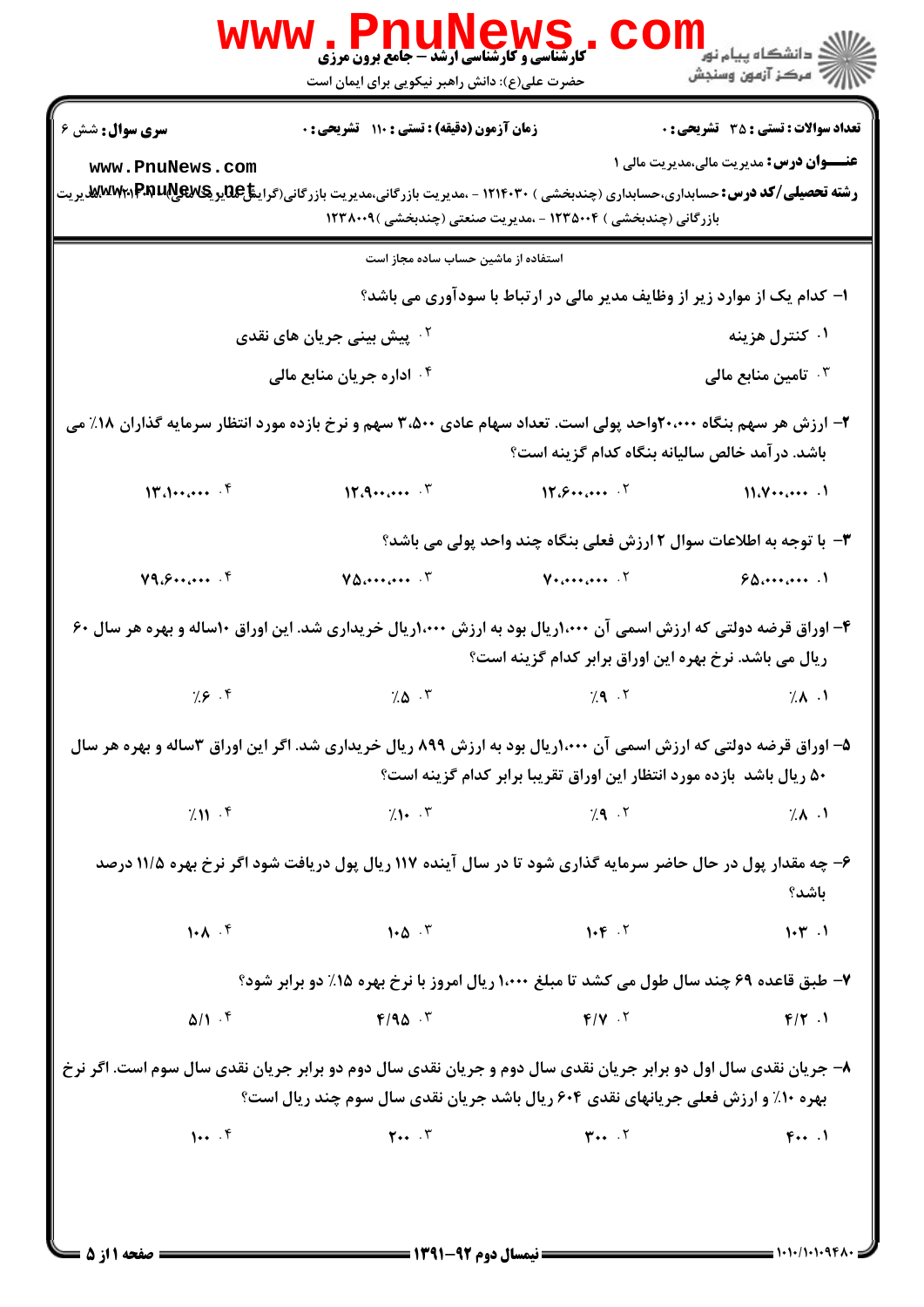**سری سوال:** شش ۶ | **زمان آزمون (دقیقه) : تستی : ۱۱۰ تشریحی : ۰** | **تعداد سوالات : تستی : ۳۵ تشریحی : ۰**

**عنـــوان درس:** مدیریت مالی،مدیریت مالی ۱

**رشته تحصیلی/کد درس:** حسابداری،حسابداری (چندبخشی ) ۱۲۱۴۰۳۰ - ،مدیریت بازرگانی،مدیریت بازرگانی(گرایش مالی)،مدیریت بازرگانی (چندبخشی ) ۱۲۳۵۰۰۴ - ،مدیریت صنعتی (چندبخشی )۱۲۳۸۰۰۹

استفاده از ماشین حساب ساده مجاز است

۱- کدام یک از موارد زیر از وظایف مدیر مالی در ارتباط با سودآوری می باشد؟

۱. کنترل هزینه
۲. پیش بینی جریان های نقدی
۳. تامین منابع مالی
۴. اداره جریان منابع مالی

۲- ارزش هر سهم بنگاه ۲۰،۰۰۰واحد پولی است. تعداد سهام عادی ۳،۵۰۰ سهم و نرخ بازده مورد انتظار سرمایه گذاران ۱۸٪ می باشد. درآمد خالص سالیانه بنگاه کدام گزینه است؟

۱. ۱۱،۷۰۰،۰۰۰
۲. ۱۲،۶۰۰،۰۰۰
۳. ۱۲،۹۰۰،۰۰۰
۴. ۱۳،۱۰۰،۰۰۰

۳- با توجه به اطلاعات سوال ۲ ارزش فعلی بنگاه چند واحد پولی می باشد؟

۱. ۶۵،۰۰۰،۰۰۰
۲. ۷۰،۰۰۰،۰۰۰
۳. ۷۵،۰۰۰،۰۰۰
۴. ۷۹،۶۰۰،۰۰۰

۴- اوراق قرضه دولتی که ارزش اسمی آن ۱،۰۰۰ریال بود به ارزش ۱،۰۰۰ریال خریداری شد. این اوراق ۱۰ساله و بهره هر سال ۶۰ ریال می باشد. نرخ بهره این اوراق برابر کدام گزینه است؟

۱. ٪۸
۲. ٪۹
۳. ٪۵
۴. ٪۶

۵- اوراق قرضه دولتی که ارزش اسمی آن ۱،۰۰۰ریال بود به ارزش ۸۹۹ ریال خریداری شد. اگر این اوراق ۳ساله و بهره هر سال ۵۰ ریال باشد بازده مورد انتظار این اوراق تقریبا برابر کدام گزینه است؟

۱. ٪۸
۲. ٪۹
۳. ٪۱۰
۴. ٪۱۱

۶- چه مقدار پول در حال حاضر سرمایه گذاری شود تا در سال آینده ۱۱۷ ریال پول دریافت شود اگر نرخ بهره ۱۱/۵ درصد باشد؟

۱. ۱۰۳
۲. ۱۰۴
۳. ۱۰۵
۴. ۱۰۸

۷- طبق قاعده ۶۹ چند سال طول می کشد تا مبلغ ۱،۰۰۰ ریال امروز با نرخ بهره ۱۵٪ دو برابر شود؟

۱. ۴/۲
۲. ۴/۷
۳. ۴/۹۵
۴. ۵/۱

۸- جریان نقدی سال اول دو برابر جریان نقدی سال دوم و جریان نقدی سال دوم دو برابر جریان نقدی سال سوم است. اگر نرخ بهره ۱۰٪ و ارزش فعلی جریانهای نقدی ۶۰۴ ریال باشد جریان نقدی سال سوم چند ریال است؟

۱. ۴۰۰
۲. ۳۰۰
۳. ۲۰۰
۴. ۱۰۰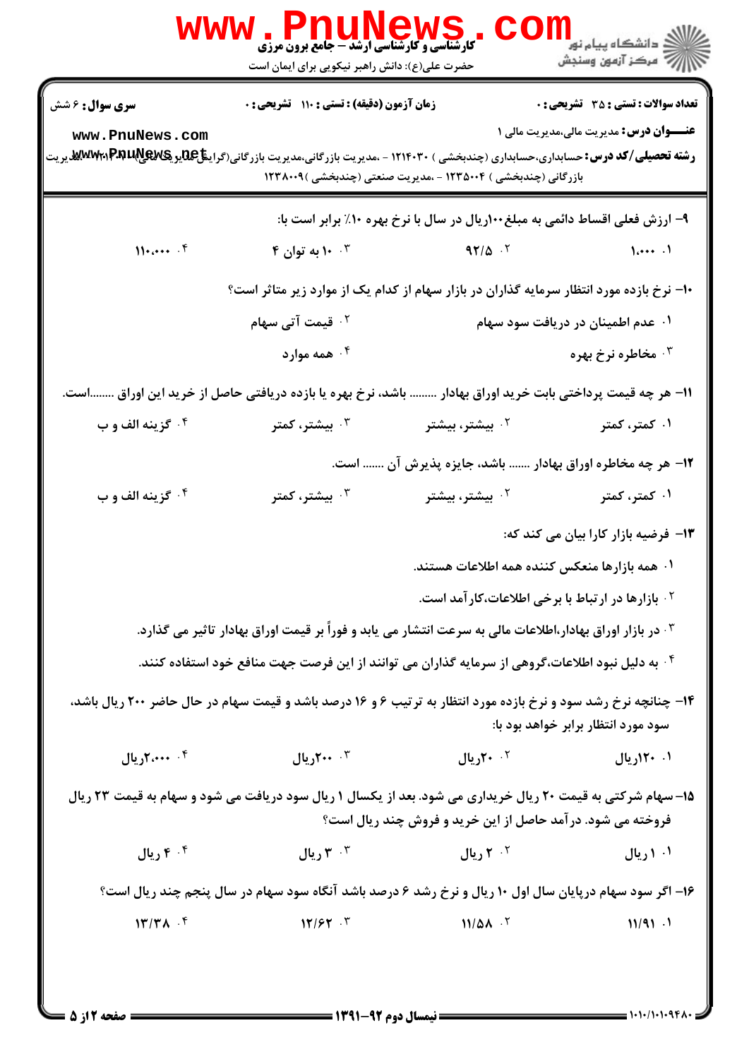**سری سوال:** ۶ شش | **زمان آزمون (دقیقه):** تستی: ۱۱۰ تشریحی: ۰ | **تعداد سوالات:** تستی: ۳۵ تشریحی: ۰

**عنـــوان درس:** مدیریت مالی،مدیریت مالی ۱

**رشته تحصیلی/کد درس:** حسابداری،حسابداری (چندبخشی) ۱۲۱۴۰۳۰ - ،مدیریت بازرگانی،مدیریت بازرگانی(گرایش مالی)،مدیریت بازرگانی (چندبخشی) ۱۲۳۵۰۰۴ - ،مدیریت صنعتی (چندبخشی) ۱۲۳۸۰۰۹

۹- ارزش فعلی اقساط دائمی به مبلغ ۱۰۰ریال در سال با نرخ بهره ۱۰٪ برابر است با:

۱. ۱،۰۰۰
۲. ۹۲/۵
۳. ۱۰ به توان ۴
۴. ۱۱۰،۰۰۰

۱۰- نرخ بازده مورد انتظار سرمایه گذاران در بازار سهام از کدام یک از موارد زیر متاثر است؟

۱. عدم اطمینان در دریافت سود سهام
۲. قیمت آتی سهام
۳. مخاطره نرخ بهره
۴. همه موارد

۱۱- هر چه قیمت پرداختی بابت خرید اوراق بهادار ......... باشد، نرخ بهره یا بازده دریافتی حاصل از خرید این اوراق ........است.

۱. کمتر، کمتر
۲. بیشتر، بیشتر
۳. بیشتر، کمتر
۴. گزینه الف و ب

۱۲- هر چه مخاطره اوراق بهادار ....... باشد، جایزه پذیرش آن ....... است.

۱. کمتر، کمتر
۲. بیشتر، بیشتر
۳. بیشتر، کمتر
۴. گزینه الف و ب

۱۳- فرضیه بازار کارا بیان می کند که:

۱. همه بازارها منعکس کننده همه اطلاعات هستند.
۲. بازارها در ارتباط با برخی اطلاعات،کارآمد است.
۳. در بازار اوراق بهادار،اطلاعات مالی به سرعت انتشار می یابد و فوراً بر قیمت اوراق بهادار تاثیر می گذارد.
۴. به دلیل نبود اطلاعات،گروهی از سرمایه گذاران می توانند از این فرصت جهت منافع خود استفاده کنند.

۱۴- چنانچه نرخ رشد سود و نرخ بازده مورد انتظار به ترتیب ۶ و ۱۶ درصد باشد و قیمت سهام در حال حاضر ۲۰۰ ریال باشد، سود مورد انتظار برابر خواهد بود با:

۱. ۱۲۰ریال
۲. ۲۰ریال
۳. ۲۰۰ریال
۴. ۲،۰۰۰ریال

۱۵- سهام شرکتی به قیمت ۲۰ ریال خریداری می شود. بعد از یکسال ۱ ریال سود دریافت می شود و سهام به قیمت ۲۳ ریال فروخته می شود. درآمد حاصل از این خرید و فروش چند ریال است؟

۱. ۱ ریال
۲. ۲ ریال
۳. ۳ ریال
۴. ۴ ریال

۱۶- اگر سود سهام درپایان سال اول ۱۰ ریال و نرخ رشد ۶ درصد باشد آنگاه سود سهام در سال پنجم چند ریال است؟

۱. ۱۱/۹۱
۲. ۱۱/۵۸
۳. ۱۲/۶۲
۴. ۱۳/۳۸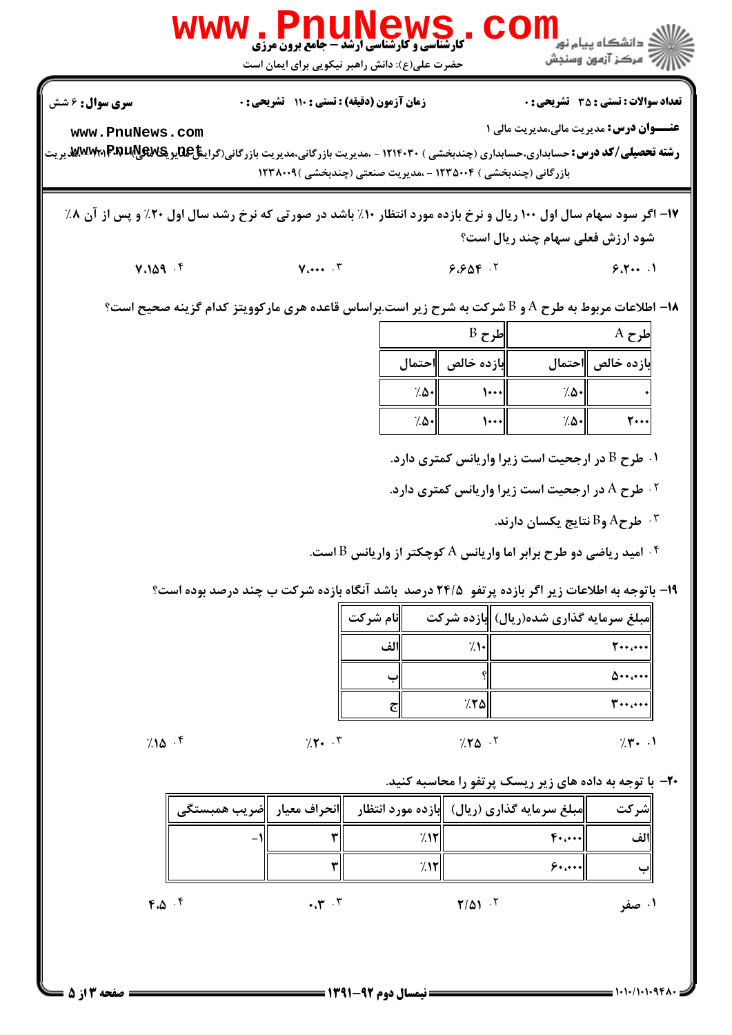**سری سوال:** ۶ شش

**زمان آزمون (دقیقه):** تستی : ۱۱۰ تشریحی : ۰

**تعداد سوالات:** تستی : ۳۵ تشریحی : ۰

**عنـــوان درس:** مدیریت مالی،مدیریت مالی ۱

**رشته تحصیلی/کد درس:** حسابداری،حسابداری (چندبخشی ) ۱۲۱۴۰۳۰ - ،مدیریت بازرگانی،مدیریت بازرگانی(گرایش مالی)۱۲۱۸۰۰۱ - ،مدیریت بازرگانی (چندبخشی ) ۱۲۳۵۰۰۴ - ،مدیریت صنعتی (چندبخشی )۱۲۳۸۰۰۹

۱۷- اگر سود سهام سال اول ۱۰۰ ریال و نرخ بازده مورد انتظار ۱۰٪ باشد در صورتی که نرخ رشد سال اول ۲۰٪ و پس از آن ۸٪ شود ارزش فعلی سهام چند ریال است؟

۱. ۶،۲۰۰

۲. ۶،۶۵۴

۳. ۷،۰۰۰

۴. ۷،۱۵۹

۱۸- اطلاعات مربوط به طرح A و B شرکت به شرح زیر است.براساس قاعده هری مارکوویتز کدام گزینه صحیح است؟

| طرح A | | طرح B | |
|---|---|---|---|
| بازده خالص | احتمال | بازده خالص | احتمال |
| ۰ | ٪۵۰ | ۱۰۰۰ | ٪۵۰ |
| ۲۰۰۰ | ٪۵۰ | ۱۰۰۰ | ٪۵۰ |

۱. طرح B در ارجحیت است زیرا واریانس کمتری دارد.

۲. طرح A در ارجحیت است زیرا واریانس کمتری دارد.

۳. طرحA وB نتایج یکسان دارند.

۴. امید ریاضی دو طرح برابر اما واریانس A کوچکتر از واریانس B است.

۱۹- باتوجه به اطلاعات زیر اگر بازده پرتفو ۲۴/۵ درصد باشد آنگاه بازده شرکت ب چند درصد بوده است؟

| مبلغ سرمایه گذاری شده(ریال) | بازده شرکت | نام شرکت |
|---|---|---|
| ۲۰۰،۰۰۰ | ٪۱۰ | الف |
| ۵۰۰،۰۰۰ | ؟ | ب |
| ۳۰۰،۰۰۰ | ٪۲۵ | ج |

۱. ٪۳۰

۲. ٪۲۵

۳. ٪۲۰

۴. ٪۱۵

۲۰- با توجه به داده های زیر ریسک پرتفو را محاسبه کنید.

| شرکت | مبلغ سرمایه گذاری (ریال) | بازده مورد انتظار | انحراف معیار | ضریب همبستگی |
|---|---|---|---|---|
| الف | ۴۰،۰۰۰ | ٪۱۲ | ۳ | ۱- |
| ب | ۶۰،۰۰۰ | ٪۱۲ | ۳ | |

۱. صفر

۲. ۲/۵۱

۳. ۰،۳

۴. ۴،۵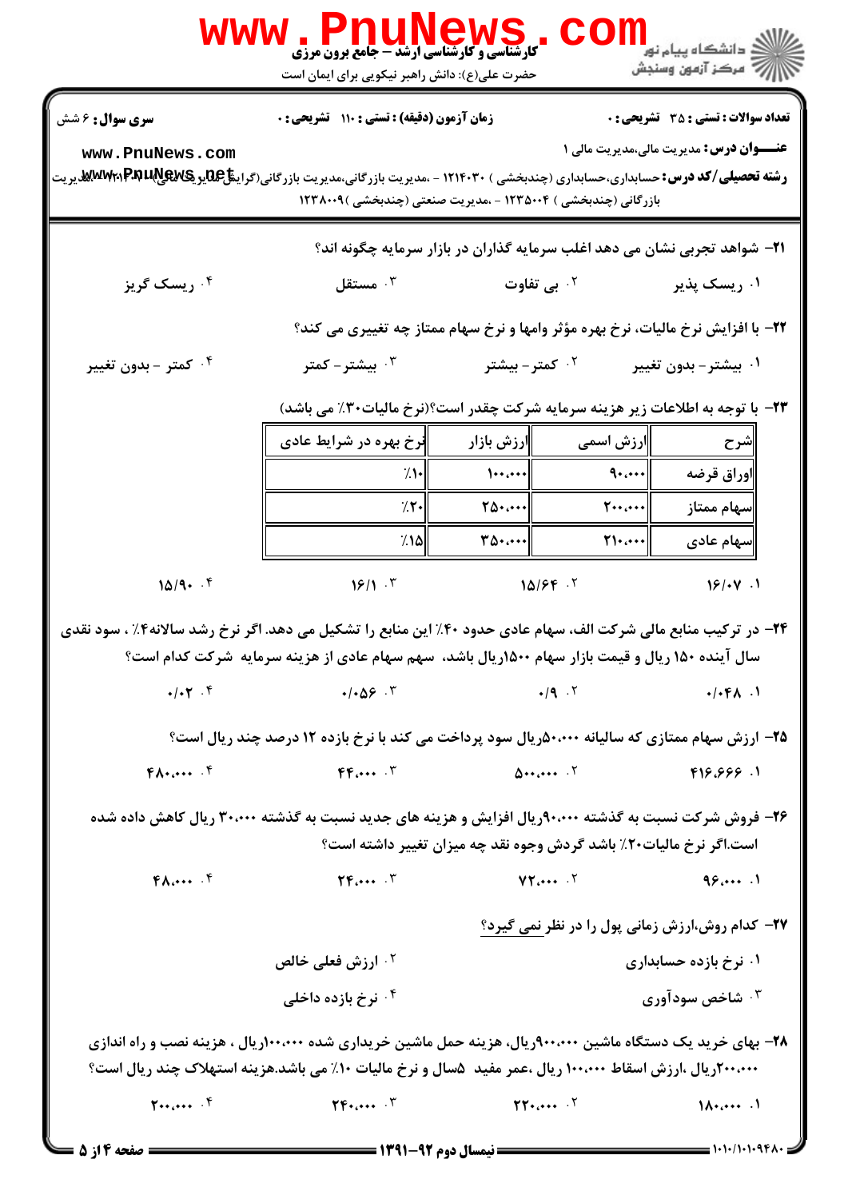**سری سوال:** ۶ شش | **زمان آزمون (دقیقه) : تستی :** ۱۱۰ **تشریحی :** ۰ | **تعداد سوالات : تستی :** ۳۵ **تشریحی :** ۰

**عنـــوان درس:** مدیریت مالی،مدیریت مالی ۱

**رشته تحصیلی/کد درس:** حسابداری،حسابداری (چندبخشی ) ۱۲۱۴۰۳۰ - ،مدیریت بازرگانی،مدیریت بازرگانی(گرایش مالی)،مدیریت بازرگانی (چندبخشی ) ۱۲۳۵۰۰۴ - ،مدیریت صنعتی (چندبخشی )۱۲۳۸۰۰۹

۲۱- شواهد تجربی نشان می دهد اغلب سرمایه گذاران در بازار سرمایه چگونه اند؟

۱. ریسک پذیر
۲. بی تفاوت
۳. مستقل
۴. ریسک گریز

۲۲- با افزایش نرخ مالیات، نرخ بهره مؤثر وامها و نرخ سهام ممتاز چه تغییری می کند؟

۱. بیشتر- بدون تغییر
۲. کمتر- بیشتر
۳. بیشتر- کمتر
۴. کمتر - بدون تغییر

۲۳- با توجه به اطلاعات زیر هزینه سرمایه شرکت چقدر است؟(نرخ مالیات۳۰٪ می باشد)

| شرح | ارزش اسمی | ارزش بازار | نرخ بهره در شرایط عادی |
|---|---|---|---|
| اوراق قرضه | ۹۰،۰۰۰ | ۱۰۰،۰۰۰ | ٪۱۰ |
| سهام ممتاز | ۲۰۰،۰۰۰ | ۲۵۰،۰۰۰ | ٪۲۰ |
| سهام عادی | ۲۱۰،۰۰۰ | ۳۵۰،۰۰۰ | ٪۱۵ |

۱. ۱۶/۰۷
۲. ۱۵/۶۴
۳. ۱۶/۱
۴. ۱۵/۹۰

۲۴- در ترکیب منابع مالی شرکت الف، سهام عادی حدود ۴۰٪ این منابع را تشکیل می دهد. اگر نرخ رشد سالانه۴٪ ، سود نقدی سال آینده ۱۵۰ ریال و قیمت بازار سهام ۱۵۰۰ریال باشد، سهم سهام عادی از هزینه سرمایه شرکت کدام است؟

۱. ۰/۰۴۸
۲. ۰/۹
۳. ۰/۰۵۶
۴. ۰/۰۲

۲۵- ارزش سهام ممتازی که سالیانه ۵۰،۰۰۰ریال سود پرداخت می کند با نرخ بازده ۱۲ درصد چند ریال است؟

۱. ۴۱۶،۶۶۶
۲. ۵۰۰،۰۰۰
۳. ۴۴۰،۰۰۰
۴. ۴۸۰،۰۰۰

۲۶- فروش شرکت نسبت به گذشته ۹۰،۰۰۰ریال افزایش و هزینه های جدید نسبت به گذشته ۳۰،۰۰۰ ریال کاهش داده شده است.اگر نرخ مالیات۲۰٪ باشد گردش وجوه نقد چه میزان تغییر داشته است؟

۱. ۹۶،۰۰۰
۲. ۷۲،۰۰۰
۳. ۲۴،۰۰۰
۴. ۴۸،۰۰۰

۲۷- کدام روش،ارزش زمانی پول را در نظر نمی گیرد؟

۱. نرخ بازده حسابداری
۲. ارزش فعلی خالص
۳. شاخص سودآوری
۴. نرخ بازده داخلی

۲۸- بهای خرید یک دستگاه ماشین ۹۰۰،۰۰۰ریال، هزینه حمل ماشین خریداری شده ۱۰۰،۰۰۰ریال ، هزینه نصب و راه اندازی ۲۰۰،۰۰۰ریال ،ارزش اسقاط ۱۰۰،۰۰۰ ریال ،عمر مفید ۵سال و نرخ مالیات ۱۰٪ می باشد.هزینه استهلاک چند ریال است؟

۱. ۱۸۰،۰۰۰
۲. ۲۲۰،۰۰۰
۳. ۲۴۰،۰۰۰
۴. ۲۰۰،۰۰۰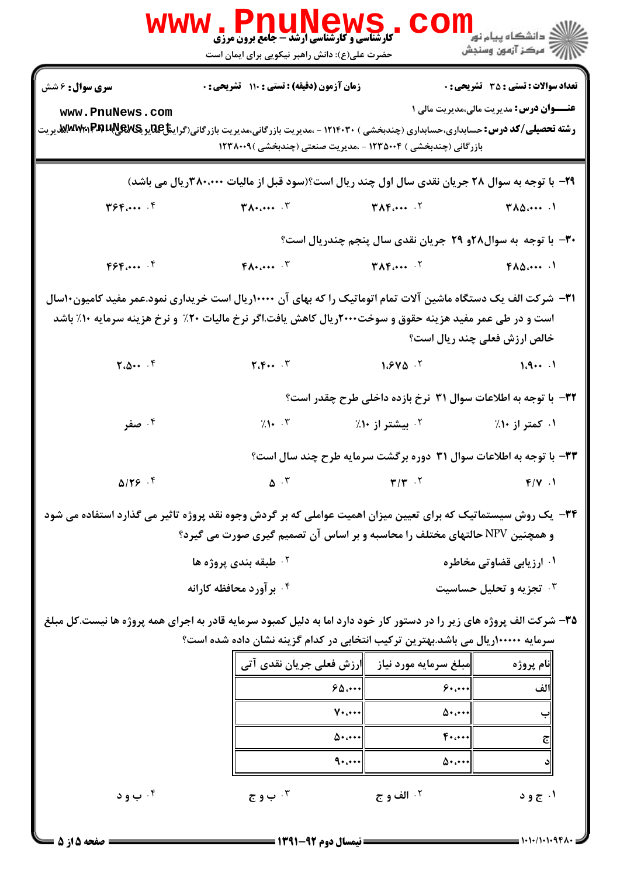**سری سوال:** ۶ شش

**زمان آزمون (دقیقه) : تستی : ۱۱۰ تشریحی : ۰**

**تعداد سوالات : تستی : ۳۵ تشریحی : ۰**

**عنـــوان درس:** مدیریت مالی،مدیریت مالی ۱

**رشته تحصیلی/کد درس:** حسابداری،حسابداری (چندبخشی ) ۱۲۱۴۰۳۰ - ،مدیریت بازرگانی،مدیریت بازرگانی(گرایش مالی)،مدیریت بازرگانی (چندبخشی ) ۱۲۳۵۰۰۴ - ،مدیریت صنعتی (چندبخشی )۱۲۳۸۰۰۹

۲۹- با توجه به سوال ۲۸ جریان نقدی سال اول چند ریال است؟(سود قبل از مالیات ۳۸۰،۰۰۰ریال می باشد)

۱. ۳۸۵،۰۰۰ &nbsp;&nbsp; ۲. ۳۸۴،۰۰۰ &nbsp;&nbsp; ۳. ۳۸۰،۰۰۰ &nbsp;&nbsp; ۴. ۳۶۴،۰۰۰

۳۰- با توجه به سوال۲۸و ۲۹ جریان نقدی سال پنجم چندریال است؟

۱. ۴۸۵،۰۰۰ &nbsp;&nbsp; ۲. ۳۸۴،۰۰۰ &nbsp;&nbsp; ۳. ۴۸۰،۰۰۰ &nbsp;&nbsp; ۴. ۴۶۴،۰۰۰

۳۱- شرکت الف یک دستگاه ماشین آلات تمام اتوماتیک را که بهای آن ۱۰۰۰۰ریال است خریداری نمود.عمر مفید کامیون۱۰سال است و در طی عمر مفید هزینه حقوق و سوخت۲۰۰۰ریال کاهش یافت.اگر نرخ مالیات ۲۰٪ و نرخ هزینه سرمایه ۱۰٪ باشد خالص ارزش فعلی چند ریال است؟

۱. ۱،۹۰۰ &nbsp;&nbsp; ۲. ۱،۶۷۵ &nbsp;&nbsp; ۳. ۲،۴۰۰ &nbsp;&nbsp; ۴. ۲،۵۰۰

۳۲- با توجه به اطلاعات سوال ۳۱ نرخ بازده داخلی طرح چقدر است؟

۱. کمتر از ۱۰٪ &nbsp;&nbsp; ۲. بیشتر از ۱۰٪ &nbsp;&nbsp; ۳. ۱۰٪ &nbsp;&nbsp; ۴. صفر

۳۳- با توجه به اطلاعات سوال ۳۱ دوره برگشت سرمایه طرح چند سال است؟

۱. ۴/۷ &nbsp;&nbsp; ۲. ۳/۳ &nbsp;&nbsp; ۳. ۵ &nbsp;&nbsp; ۴. ۵/۲۶

۳۴- یک روش سیستماتیک که برای تعیین میزان اهمیت عواملی که بر گردش وجوه نقد پروژه تاثیر می گذارد استفاده می شود و همچنین NPV حالتهای مختلف را محاسبه و بر اساس آن تصمیم گیری صورت می گیرد؟

۱. ارزیابی قضاوتی مخاطره &nbsp;&nbsp; ۲. طبقه بندی پروژه ها

۳. تجزیه و تحلیل حساسیت &nbsp;&nbsp; ۴. برآورد محافظه کارانه

۳۵- شرکت الف پروژه های زیر را در دستور کار خود دارد اما به دلیل کمبود سرمایه قادر به اجرای همه پروژه ها نیست.کل مبلغ سرمایه ۱۰۰۰۰۰ریال می باشد.بهترین ترکیب انتخابی در کدام گزینه نشان داده شده است؟

| نام پروژه | مبلغ سرمایه مورد نیاز | ارزش فعلی جریان نقدی آتی |
|---|---|---|
| الف | ۶۰،۰۰۰ | ۶۵،۰۰۰ |
| ب | ۵۰،۰۰۰ | ۷۰،۰۰۰ |
| ج | ۴۰،۰۰۰ | ۵۰،۰۰۰ |
| د | ۵۰،۰۰۰ | ۹۰،۰۰۰ |

۱. ج و د &nbsp;&nbsp; ۲. الف و ج &nbsp;&nbsp; ۳. ب و ج &nbsp;&nbsp; ۴. ب و د